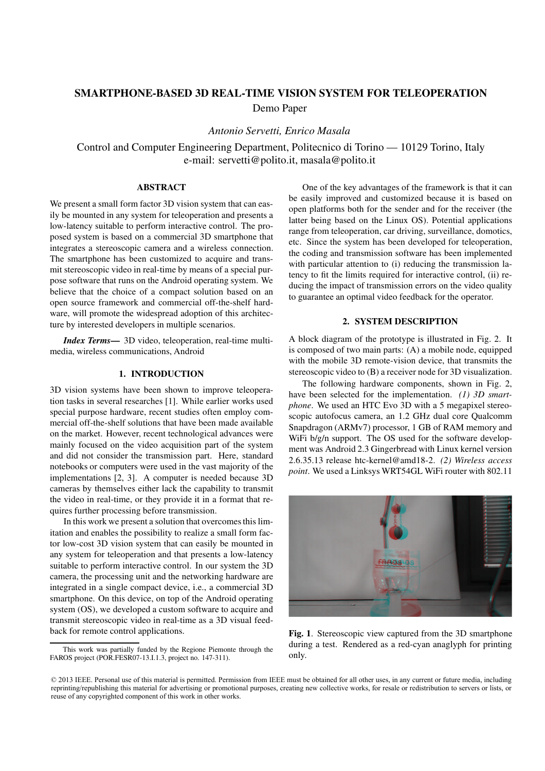# SMARTPHONE-BASED 3D REAL-TIME VISION SYSTEM FOR TELEOPERATION

Demo Paper

*Antonio Servetti, Enrico Masala*

Control and Computer Engineering Department, Politecnico di Torino — 10129 Torino, Italy
e-mail: servetti@polito.it, masala@polito.it

## ABSTRACT

We present a small form factor 3D vision system that can easily be mounted in any system for teleoperation and presents a low-latency suitable to perform interactive control. The proposed system is based on a commercial 3D smartphone that integrates a stereoscopic camera and a wireless connection. The smartphone has been customized to acquire and transmit stereoscopic video in real-time by means of a special purpose software that runs on the Android operating system. We believe that the choice of a compact solution based on an open source framework and commercial off-the-shelf hardware, will promote the widespread adoption of this architecture by interested developers in multiple scenarios.

***Index Terms*—** 3D video, teleoperation, real-time multimedia, wireless communications, Android

## 1. INTRODUCTION

3D vision systems have been shown to improve teleoperation tasks in several researches [1]. While earlier works used special purpose hardware, recent studies often employ commercial off-the-shelf solutions that have been made available on the market. However, recent technological advances were mainly focused on the video acquisition part of the system and did not consider the transmission part. Here, standard notebooks or computers were used in the vast majority of the implementations [2, 3]. A computer is needed because 3D cameras by themselves either lack the capability to transmit the video in real-time, or they provide it in a format that requires further processing before transmission.

In this work we present a solution that overcomes this limitation and enables the possibility to realize a small form factor low-cost 3D vision system that can easily be mounted in any system for teleoperation and that presents a low-latency suitable to perform interactive control. In our system the 3D camera, the processing unit and the networking hardware are integrated in a single compact device, i.e., a commercial 3D smartphone. On this device, on top of the Android operating system (OS), we developed a custom software to acquire and transmit stereoscopic video in real-time as a 3D visual feedback for remote control applications.

One of the key advantages of the framework is that it can be easily improved and customized because it is based on open platforms both for the sender and for the receiver (the latter being based on the Linux OS). Potential applications range from teleoperation, car driving, surveillance, domotics, etc. Since the system has been developed for teleoperation, the coding and transmission software has been implemented with particular attention to (i) reducing the transmission latency to fit the limits required for interactive control, (ii) reducing the impact of transmission errors on the video quality to guarantee an optimal video feedback for the operator.

## 2. SYSTEM DESCRIPTION

A block diagram of the prototype is illustrated in Fig. 2. It is composed of two main parts: (A) a mobile node, equipped with the mobile 3D remote-vision device, that transmits the stereoscopic video to (B) a receiver node for 3D visualization.

The following hardware components, shown in Fig. 2, have been selected for the implementation. *(1) 3D smartphone*. We used an HTC Evo 3D with a 5 megapixel stereoscopic autofocus camera, an 1.2 GHz dual core Qualcomm Snapdragon (ARMv7) processor, 1 GB of RAM memory and WiFi b/g/n support. The OS used for the software development was Android 2.3 Gingerbread with Linux kernel version 2.6.35.13 release htc-kernel@amd18-2. *(2) Wireless access point*. We used a Linksys WRT54GL WiFi router with 802.11

**Fig. 1**. Stereoscopic view captured from the 3D smartphone during a test. Rendered as a red-cyan anaglyph for printing only.

This work was partially funded by the Regione Piemonte through the FAROS project (POR.FESR07-13.I.1.3, project no. 147-311).

© 2013 IEEE. Personal use of this material is permitted. Permission from IEEE must be obtained for all other uses, in any current or future media, including reprinting/republishing this material for advertising or promotional purposes, creating new collective works, for resale or redistribution to servers or lists, or reuse of any copyrighted component of this work in other works.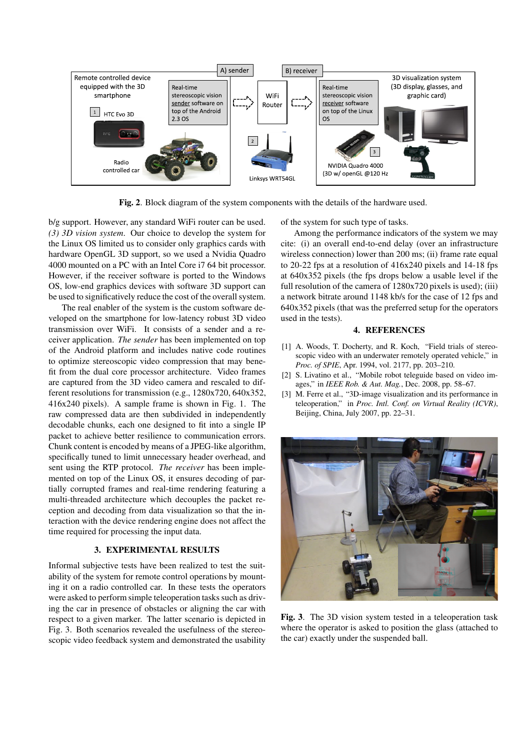**Fig. 2**. Block diagram of the system components with the details of the hardware used.

b/g support. However, any standard WiFi router can be used. *(3) 3D vision system*. Our choice to develop the system for the Linux OS limited us to consider only graphics cards with hardware OpenGL 3D support, so we used a Nvidia Quadro 4000 mounted on a PC with an Intel Core i7 64 bit processor. However, if the receiver software is ported to the Windows OS, low-end graphics devices with software 3D support can be used to significatively reduce the cost of the overall system.

The real enabler of the system is the custom software developed on the smartphone for low-latency robust 3D video transmission over WiFi. It consists of a sender and a receiver application. *The sender* has been implemented on top of the Android platform and includes native code routines to optimize stereoscopic video compression that may benefit from the dual core processor architecture. Video frames are captured from the 3D video camera and rescaled to different resolutions for transmission (e.g., 1280x720, 640x352, 416x240 pixels). A sample frame is shown in Fig. 1. The raw compressed data are then subdivided in independently decodable chunks, each one designed to fit into a single IP packet to achieve better resilience to communication errors. Chunk content is encoded by means of a JPEG-like algorithm, specifically tuned to limit unnecessary header overhead, and sent using the RTP protocol. *The receiver* has been implemented on top of the Linux OS, it ensures decoding of partially corrupted frames and real-time rendering featuring a multi-threaded architecture which decouples the packet reception and decoding from data visualization so that the interaction with the device rendering engine does not affect the time required for processing the input data.

## 3. EXPERIMENTAL RESULTS

Informal subjective tests have been realized to test the suitability of the system for remote control operations by mounting it on a radio controlled car. In these tests the operators were asked to perform simple teleoperation tasks such as driving the car in presence of obstacles or aligning the car with respect to a given marker. The latter scenario is depicted in Fig. 3. Both scenarios revealed the usefulness of the stereoscopic video feedback system and demonstrated the usability of the system for such type of tasks.

Among the performance indicators of the system we may cite: (i) an overall end-to-end delay (over an infrastructure wireless connection) lower than 200 ms; (ii) frame rate equal to 20-22 fps at a resolution of 416x240 pixels and 14-18 fps at 640x352 pixels (the fps drops below a usable level if the full resolution of the camera of 1280x720 pixels is used); (iii) a network bitrate around 1148 kb/s for the case of 12 fps and 640x352 pixels (that was the preferred setup for the operators used in the tests).

## 4. REFERENCES

[1] A. Woods, T. Docherty, and R. Koch, "Field trials of stereoscopic video with an underwater remotely operated vehicle," in *Proc. of SPIE*, Apr. 1994, vol. 2177, pp. 203–210.

[2] S. Livatino et al., "Mobile robot teleguide based on video images," in *IEEE Rob. & Aut. Mag.*, Dec. 2008, pp. 58–67.

[3] M. Ferre et al., "3D-image visualization and its performance in teleoperation," in *Proc. Intl. Conf. on Virtual Reality (ICVR)*, Beijing, China, July 2007, pp. 22–31.

**Fig. 3**. The 3D vision system tested in a teleoperation task where the operator is asked to position the glass (attached to the car) exactly under the suspended ball.